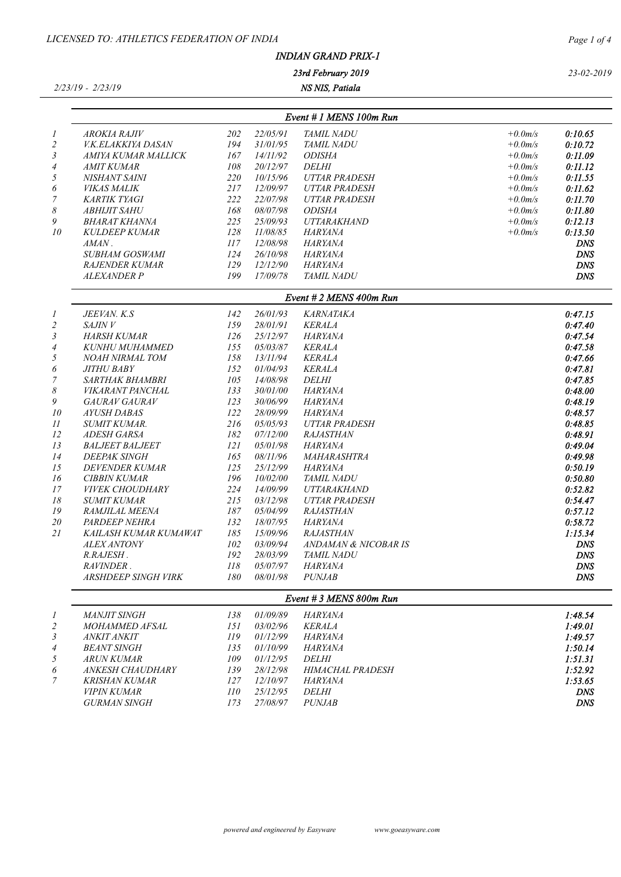LICENSED TO: ATHLETICS FEDERATION OF INDIA

# INDIAN GRAND PRIX-1

**23rd February 2019**

2/23/19 - 2/23/19 **NS NIS, Patiala** 23-02-2019

## Event # 1 MENS 100m Run

| Pos | Name | Bib | DOB | Team | Wind | Result |
|---|---|---|---|---|---|---|
| 1 | AROKIA RAJIV | 202 | 22/05/91 | TAMIL NADU | +0.0m/s | 0:10.65 |
| 2 | V.K.ELAKKIYA DASAN | 194 | 31/01/95 | TAMIL NADU | +0.0m/s | 0:10.72 |
| 3 | AMIYA KUMAR MALLICK | 167 | 14/11/92 | ODISHA | +0.0m/s | 0:11.09 |
| 4 | AMIT KUMAR | 108 | 20/12/97 | DELHI | +0.0m/s | 0:11.12 |
| 5 | NISHANT SAINI | 220 | 10/15/96 | UTTAR PRADESH | +0.0m/s | 0:11.55 |
| 6 | VIKAS MALIK | 217 | 12/09/97 | UTTAR PRADESH | +0.0m/s | 0:11.62 |
| 7 | KARTIK TYAGI | 222 | 22/07/98 | UTTAR PRADESH | +0.0m/s | 0:11.70 |
| 8 | ABHIJIT SAHU | 168 | 08/07/98 | ODISHA | +0.0m/s | 0:11.80 |
| 9 | BHARAT KHANNA | 225 | 25/09/93 | UTTARAKHAND | +0.0m/s | 0:12.13 |
| 10 | KULDEEP KUMAR | 128 | 11/08/85 | HARYANA | +0.0m/s | 0:13.50 |
| | AMAN . | 117 | 12/08/98 | HARYANA | | DNS |
| | SUBHAM GOSWAMI | 124 | 26/10/98 | HARYANA | | DNS |
| | RAJENDER KUMAR | 129 | 12/12/90 | HARYANA | | DNS |
| | ALEXANDER P | 199 | 17/09/78 | TAMIL NADU | | DNS |

## Event # 2 MENS 400m Run

| Pos | Name | Bib | DOB | Team | Result |
|---|---|---|---|---|---|
| 1 | JEEVAN. K.S | 142 | 26/01/93 | KARNATAKA | 0:47.15 |
| 2 | SAJIN V | 159 | 28/01/91 | KERALA | 0:47.40 |
| 3 | HARSH KUMAR | 126 | 25/12/97 | HARYANA | 0:47.54 |
| 4 | KUNHU MUHAMMED | 155 | 05/03/87 | KERALA | 0:47.58 |
| 5 | NOAH NIRMAL TOM | 158 | 13/11/94 | KERALA | 0:47.66 |
| 6 | JITHU BABY | 152 | 01/04/93 | KERALA | 0:47.81 |
| 7 | SARTHAK BHAMBRI | 105 | 14/08/98 | DELHI | 0:47.85 |
| 8 | VIKARANT PANCHAL | 133 | 30/01/00 | HARYANA | 0:48.00 |
| 9 | GAURAV GAURAV | 123 | 30/06/99 | HARYANA | 0:48.19 |
| 10 | AYUSH DABAS | 122 | 28/09/99 | HARYANA | 0:48.57 |
| 11 | SUMIT KUMAR. | 216 | 05/05/93 | UTTAR PRADESH | 0:48.85 |
| 12 | ADESH GARSA | 182 | 07/12/00 | RAJASTHAN | 0:48.91 |
| 13 | BALJEET BALJEET | 121 | 05/01/98 | HARYANA | 0:49.04 |
| 14 | DEEPAK SINGH | 165 | 08/11/96 | MAHARASHTRA | 0:49.98 |
| 15 | DEVENDER KUMAR | 125 | 25/12/99 | HARYANA | 0:50.19 |
| 16 | CIBBIN KUMAR | 196 | 10/02/00 | TAMIL NADU | 0:50.80 |
| 17 | VIVEK CHOUDHARY | 224 | 14/09/99 | UTTARAKHAND | 0:52.82 |
| 18 | SUMIT KUMAR | 215 | 03/12/98 | UTTAR PRADESH | 0:54.47 |
| 19 | RAMJILAL MEENA | 187 | 05/04/99 | RAJASTHAN | 0:57.12 |
| 20 | PARDEEP NEHRA | 132 | 18/07/95 | HARYANA | 0:58.72 |
| 21 | KAILASH KUMAR KUMAWAT | 185 | 15/09/96 | RAJASTHAN | 1:15.34 |
| | ALEX ANTONY | 102 | 03/09/94 | ANDAMAN & NICOBAR IS | DNS |
| | R.RAJESH . | 192 | 28/03/99 | TAMIL NADU | DNS |
| | RAVINDER . | 118 | 05/07/97 | HARYANA | DNS |
| | ARSHDEEP SINGH VIRK | 180 | 08/01/98 | PUNJAB | DNS |

## Event # 3 MENS 800m Run

| Pos | Name | Bib | DOB | Team | Result |
|---|---|---|---|---|---|
| 1 | MANJIT SINGH | 138 | 01/09/89 | HARYANA | 1:48.54 |
| 2 | MOHAMMED AFSAL | 151 | 03/02/96 | KERALA | 1:49.01 |
| 3 | ANKIT ANKIT | 119 | 01/12/99 | HARYANA | 1:49.57 |
| 4 | BEANT SINGH | 135 | 01/10/99 | HARYANA | 1:50.14 |
| 5 | ARUN KUMAR | 109 | 01/12/95 | DELHI | 1:51.31 |
| 6 | ANKESH CHAUDHARY | 139 | 28/12/98 | HIMACHAL PRADESH | 1:52.92 |
| 7 | KRISHAN KUMAR | 127 | 12/10/97 | HARYANA | 1:53.65 |
| | VIPIN KUMAR | 110 | 25/12/95 | DELHI | DNS |
| | GURMAN SINGH | 173 | 27/08/97 | PUNJAB | DNS |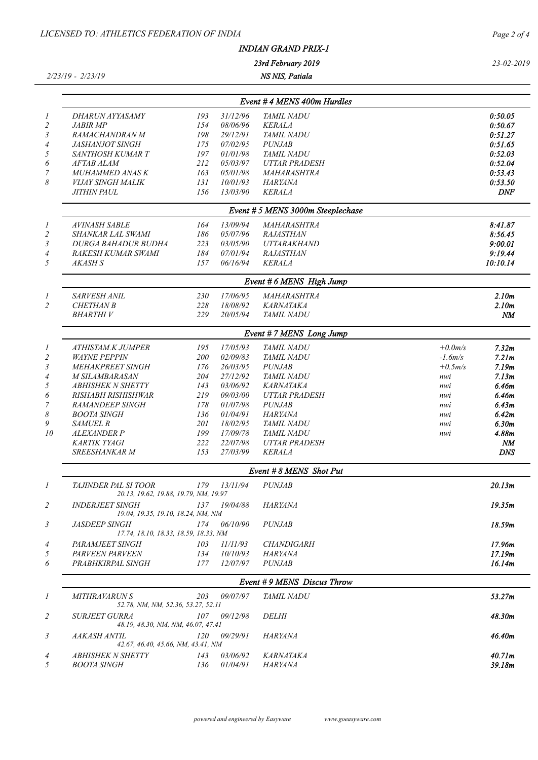# INDIAN GRAND PRIX-1

**23rd February 2019**

**NS NIS, Patiala**

2/23/19 - 2/23/19

## Event # 4 MENS 400m Hurdles

| Pos | Name | Bib | DOB | State | Result |
|---|---|---|---|---|---|
| 1 | DHARUN AYYASAMY | 193 | 31/12/96 | TAMIL NADU | 0:50.05 |
| 2 | JABIR MP | 154 | 08/06/96 | KERALA | 0:50.67 |
| 3 | RAMACHANDRAN M | 198 | 29/12/91 | TAMIL NADU | 0:51.27 |
| 4 | JASHANJOT SINGH | 175 | 07/02/95 | PUNJAB | 0:51.65 |
| 5 | SANTHOSH KUMAR T | 197 | 01/01/98 | TAMIL NADU | 0:52.03 |
| 6 | AFTAB ALAM | 212 | 05/03/97 | UTTAR PRADESH | 0:52.04 |
| 7 | MUHAMMED ANAS K | 163 | 05/01/98 | MAHARASHTRA | 0:53.43 |
| 8 | VIJAY SINGH MALIK | 131 | 10/01/93 | HARYANA | 0:53.50 |
| | JITHIN PAUL | 156 | 13/03/90 | KERALA | DNF |

## Event # 5 MENS 3000m Steeplechase

| Pos | Name | Bib | DOB | State | Result |
|---|---|---|---|---|---|
| 1 | AVINASH SABLE | 164 | 13/09/94 | MAHARASHTRA | 8:41.87 |
| 2 | SHANKAR LAL SWAMI | 186 | 05/07/96 | RAJASTHAN | 8:56.45 |
| 3 | DURGA BAHADUR BUDHA | 223 | 03/05/90 | UTTARAKHAND | 9:00.01 |
| 4 | RAKESH KUMAR SWAMI | 184 | 07/01/94 | RAJASTHAN | 9:19.44 |
| 5 | AKASH S | 157 | 06/16/94 | KERALA | 10:10.14 |

## Event # 6 MENS High Jump

| Pos | Name | Bib | DOB | State | Result |
|---|---|---|---|---|---|
| 1 | SARVESH ANIL | 230 | 17/06/95 | MAHARASHTRA | 2.10m |
| 2 | CHETHAN B | 228 | 18/08/92 | KARNATAKA | 2.10m |
| | BHARTHI V | 229 | 20/05/94 | TAMIL NADU | NM |

## Event # 7 MENS Long Jump

| Pos | Name | Bib | DOB | State | Wind | Result |
|---|---|---|---|---|---|---|
| 1 | ATHISTAM.K JUMPER | 195 | 17/05/93 | TAMIL NADU | +0.0m/s | 7.32m |
| 2 | WAYNE PEPPIN | 200 | 02/09/83 | TAMIL NADU | -1.6m/s | 7.21m |
| 3 | MEHAKPREET SINGH | 176 | 26/03/95 | PUNJAB | +0.5m/s | 7.19m |
| 4 | M SILAMBARASAN | 204 | 27/12/92 | TAMIL NADU | nwi | 7.13m |
| 5 | ABHISHEK N SHETTY | 143 | 03/06/92 | KARNATAKA | nwi | 6.46m |
| 6 | RISHABH RISHISHWAR | 219 | 09/03/00 | UTTAR PRADESH | nwi | 6.46m |
| 7 | RAMANDEEP SINGH | 178 | 01/07/98 | PUNJAB | nwi | 6.43m |
| 8 | BOOTA SINGH | 136 | 01/04/91 | HARYANA | nwi | 6.42m |
| 9 | SAMUEL R | 201 | 18/02/95 | TAMIL NADU | nwi | 6.30m |
| 10 | ALEXANDER P | 199 | 17/09/78 | TAMIL NADU | nwi | 4.88m |
| | KARTIK TYAGI | 222 | 22/07/98 | UTTAR PRADESH | | NM |
| | SREESHANKAR M | 153 | 27/03/99 | KERALA | | DNS |

## Event # 8 MENS Shot Put

| Pos | Name | Bib | DOB | State | Result |
|---|---|---|---|---|---|
| 1 | TAJINDER PAL SI TOOR<br>20.13, 19.62, 19.88, 19.79, NM, 19.97 | 179 | 13/11/94 | PUNJAB | 20.13m |
| 2 | INDERJEET SINGH<br>19.04, 19.35, 19.10, 18.24, NM, NM | 137 | 19/04/88 | HARYANA | 19.35m |
| 3 | JASDEEP SINGH<br>17.74, 18.10, 18.33, 18.59, 18.33, NM | 174 | 06/10/90 | PUNJAB | 18.59m |
| 4 | PARAMJEET SINGH | 103 | 11/11/93 | CHANDIGARH | 17.96m |
| 5 | PARVEEN PARVEEN | 134 | 10/10/93 | HARYANA | 17.19m |
| 6 | PRABHKIRPAL SINGH | 177 | 12/07/97 | PUNJAB | 16.14m |

## Event # 9 MENS Discus Throw

| Pos | Name | Bib | DOB | State | Result |
|---|---|---|---|---|---|
| 1 | MITHRAVARUN S<br>52.78, NM, NM, 52.36, 53.27, 52.11 | 203 | 09/07/97 | TAMIL NADU | 53.27m |
| 2 | SURJEET GURRA<br>48.19, 48.30, NM, NM, 46.07, 47.41 | 107 | 09/12/98 | DELHI | 48.30m |
| 3 | AAKASH ANTIL<br>42.67, 46.40, 45.66, NM, 43.41, NM | 120 | 09/29/91 | HARYANA | 46.40m |
| 4 | ABHISHEK N SHETTY | 143 | 03/06/92 | KARNATAKA | 40.71m |
| 5 | BOOTA SINGH | 136 | 01/04/91 | HARYANA | 39.18m |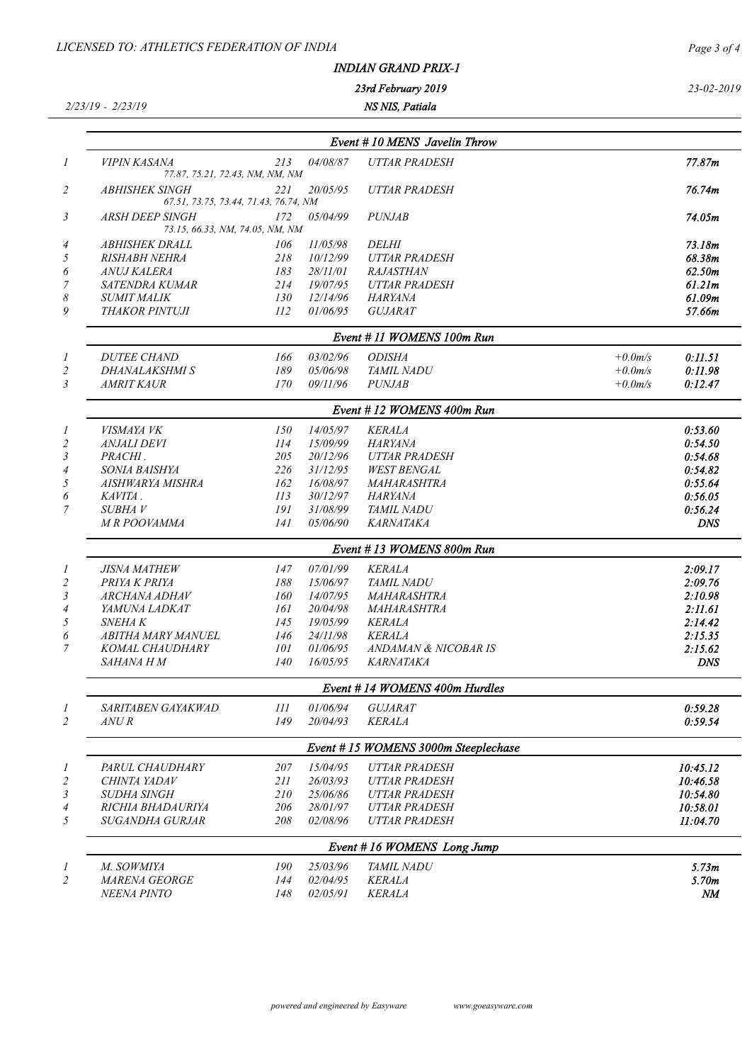# INDIAN GRAND PRIX-1

23rd February 2019

2/23/19 - 2/23/19 NS NIS, Patiala

## Event # 10 MENS Javelin Throw

| Pos | Name | Bib | DOB | Team | Result |
|---|---|---|---|---|---|
| 1 | VIPIN KASANA<br>77.87, 75.21, 72.43, NM, NM, NM | 213 | 04/08/87 | UTTAR PRADESH | 77.87m |
| 2 | ABHISHEK SINGH<br>67.51, 73.75, 73.44, 71.43, 76.74, NM | 221 | 20/05/95 | UTTAR PRADESH | 76.74m |
| 3 | ARSH DEEP SINGH<br>73.15, 66.33, NM, 74.05, NM, NM | 172 | 05/04/99 | PUNJAB | 74.05m |
| 4 | ABHISHEK DRALL | 106 | 11/05/98 | DELHI | 73.18m |
| 5 | RISHABH NEHRA | 218 | 10/12/99 | UTTAR PRADESH | 68.38m |
| 6 | ANUJ KALERA | 183 | 28/11/01 | RAJASTHAN | 62.50m |
| 7 | SATENDRA KUMAR | 214 | 19/07/95 | UTTAR PRADESH | 61.21m |
| 8 | SUMIT MALIK | 130 | 12/14/96 | HARYANA | 61.09m |
| 9 | THAKOR PINTUJI | 112 | 01/06/95 | GUJARAT | 57.66m |

## Event # 11 WOMENS 100m Run

| Pos | Name | Bib | DOB | Team | Wind | Result |
|---|---|---|---|---|---|---|
| 1 | DUTEE CHAND | 166 | 03/02/96 | ODISHA | +0.0m/s | 0:11.51 |
| 2 | DHANALAKSHMI S | 189 | 05/06/98 | TAMIL NADU | +0.0m/s | 0:11.98 |
| 3 | AMRIT KAUR | 170 | 09/11/96 | PUNJAB | +0.0m/s | 0:12.47 |

## Event # 12 WOMENS 400m Run

| Pos | Name | Bib | DOB | Team | Result |
|---|---|---|---|---|---|
| 1 | VISMAYA VK | 150 | 14/05/97 | KERALA | 0:53.60 |
| 2 | ANJALI DEVI | 114 | 15/09/99 | HARYANA | 0:54.50 |
| 3 | PRACHI . | 205 | 20/12/96 | UTTAR PRADESH | 0:54.68 |
| 4 | SONIA BAISHYA | 226 | 31/12/95 | WEST BENGAL | 0:54.82 |
| 5 | AISHWARYA MISHRA | 162 | 16/08/97 | MAHARASHTRA | 0:55.64 |
| 6 | KAVITA . | 113 | 30/12/97 | HARYANA | 0:56.05 |
| 7 | SUBHA V | 191 | 31/08/99 | TAMIL NADU | 0:56.24 |
| | M R POOVAMMA | 141 | 05/06/90 | KARNATAKA | DNS |

## Event # 13 WOMENS 800m Run

| Pos | Name | Bib | DOB | Team | Result |
|---|---|---|---|---|---|
| 1 | JISNA MATHEW | 147 | 07/01/99 | KERALA | 2:09.17 |
| 2 | PRIYA K PRIYA | 188 | 15/06/97 | TAMIL NADU | 2:09.76 |
| 3 | ARCHANA ADHAV | 160 | 14/07/95 | MAHARASHTRA | 2:10.98 |
| 4 | YAMUNA LADKAT | 161 | 20/04/98 | MAHARASHTRA | 2:11.61 |
| 5 | SNEHA K | 145 | 19/05/99 | KERALA | 2:14.42 |
| 6 | ABITHA MARY MANUEL | 146 | 24/11/98 | KERALA | 2:15.35 |
| 7 | KOMAL CHAUDHARY | 101 | 01/06/95 | ANDAMAN & NICOBAR IS | 2:15.62 |
| | SAHANA H M | 140 | 16/05/95 | KARNATAKA | DNS |

## Event # 14 WOMENS 400m Hurdles

| Pos | Name | Bib | DOB | Team | Result |
|---|---|---|---|---|---|
| 1 | SARITABEN GAYAKWAD | 111 | 01/06/94 | GUJARAT | 0:59.28 |
| 2 | ANU R | 149 | 20/04/93 | KERALA | 0:59.54 |

## Event # 15 WOMENS 3000m Steeplechase

| Pos | Name | Bib | DOB | Team | Result |
|---|---|---|---|---|---|
| 1 | PARUL CHAUDHARY | 207 | 15/04/95 | UTTAR PRADESH | 10:45.12 |
| 2 | CHINTA YADAV | 211 | 26/03/93 | UTTAR PRADESH | 10:46.58 |
| 3 | SUDHA SINGH | 210 | 25/06/86 | UTTAR PRADESH | 10:54.80 |
| 4 | RICHIA BHADAURIYA | 206 | 28/01/97 | UTTAR PRADESH | 10:58.01 |
| 5 | SUGANDHA GURJAR | 208 | 02/08/96 | UTTAR PRADESH | 11:04.70 |

## Event # 16 WOMENS Long Jump

| Pos | Name | Bib | DOB | Team | Result |
|---|---|---|---|---|---|
| 1 | M. SOWMIYA | 190 | 25/03/96 | TAMIL NADU | 5.73m |
| 2 | MARENA GEORGE | 144 | 02/04/95 | KERALA | 5.70m |
| | NEENA PINTO | 148 | 02/05/91 | KERALA | NM |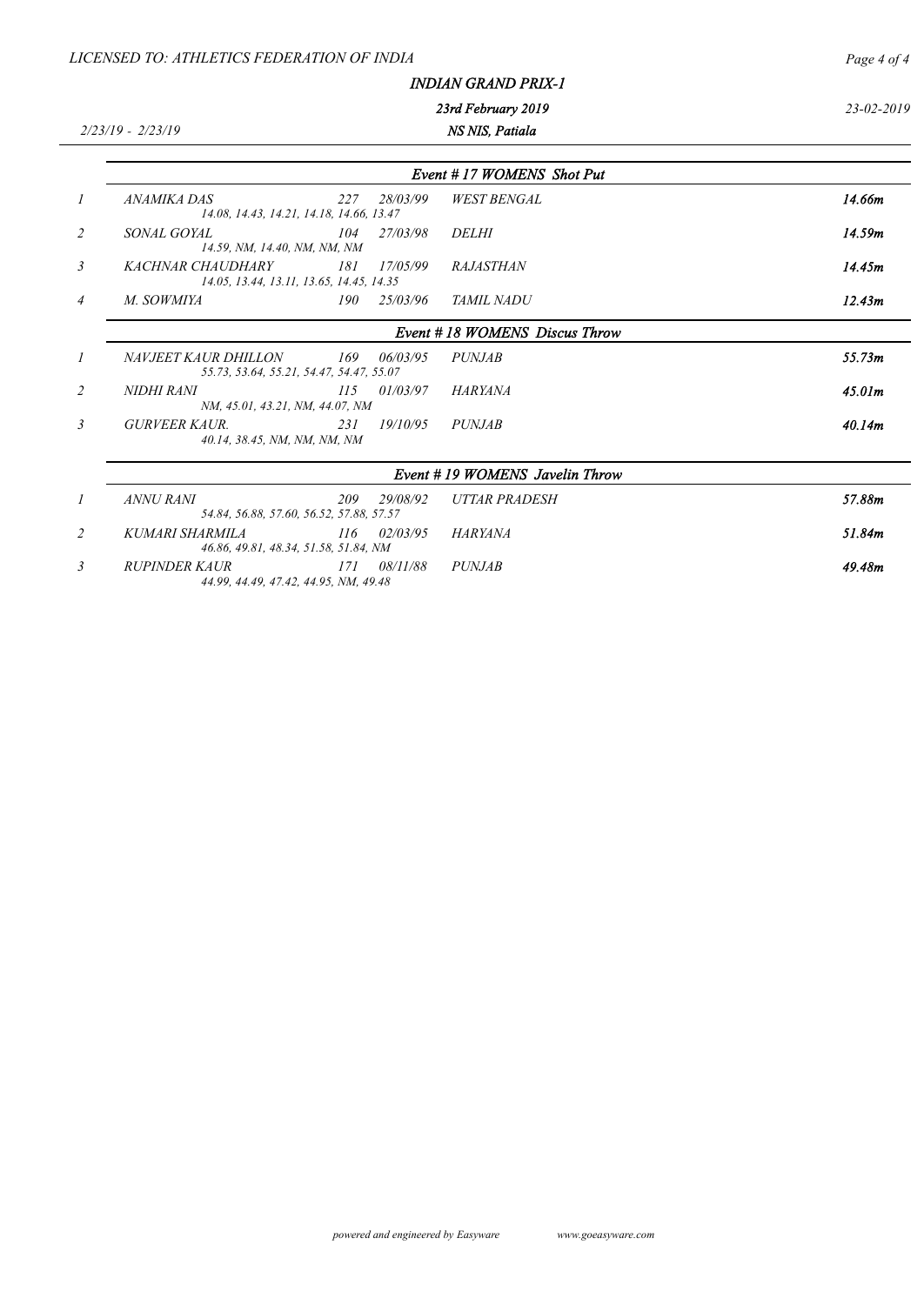# INDIAN GRAND PRIX-1

*23rd February 2019*

*2/23/19 - 2/23/19* *NS NIS, Patiala* *23-02-2019*

## Event # 17 WOMENS Shot Put

| | | | | | |
|---|---|---|---|---|---|
| 1 | ANAMIKA DAS<br>14.08, 14.43, 14.21, 14.18, 14.66, 13.47 | 227 | 28/03/99 | WEST BENGAL | **14.66m** |
| 2 | SONAL GOYAL<br>14.59, NM, 14.40, NM, NM, NM | 104 | 27/03/98 | DELHI | **14.59m** |
| 3 | KACHNAR CHAUDHARY<br>14.05, 13.44, 13.11, 13.65, 14.45, 14.35 | 181 | 17/05/99 | RAJASTHAN | **14.45m** |
| 4 | M. SOWMIYA | 190 | 25/03/96 | TAMIL NADU | **12.43m** |

## Event # 18 WOMENS Discus Throw

| | | | | | |
|---|---|---|---|---|---|
| 1 | NAVJEET KAUR DHILLON<br>55.73, 53.64, 55.21, 54.47, 54.47, 55.07 | 169 | 06/03/95 | PUNJAB | **55.73m** |
| 2 | NIDHI RANI<br>NM, 45.01, 43.21, NM, 44.07, NM | 115 | 01/03/97 | HARYANA | **45.01m** |
| 3 | GURVEER KAUR.<br>40.14, 38.45, NM, NM, NM, NM | 231 | 19/10/95 | PUNJAB | **40.14m** |

## Event # 19 WOMENS Javelin Throw

| | | | | | |
|---|---|---|---|---|---|
| 1 | ANNU RANI<br>54.84, 56.88, 57.60, 56.52, 57.88, 57.57 | 209 | 29/08/92 | UTTAR PRADESH | **57.88m** |
| 2 | KUMARI SHARMILA<br>46.86, 49.81, 48.34, 51.58, 51.84, NM | 116 | 02/03/95 | HARYANA | **51.84m** |
| 3 | RUPINDER KAUR<br>44.99, 44.49, 47.42, 44.95, NM, 49.48 | 171 | 08/11/88 | PUNJAB | **49.48m** |